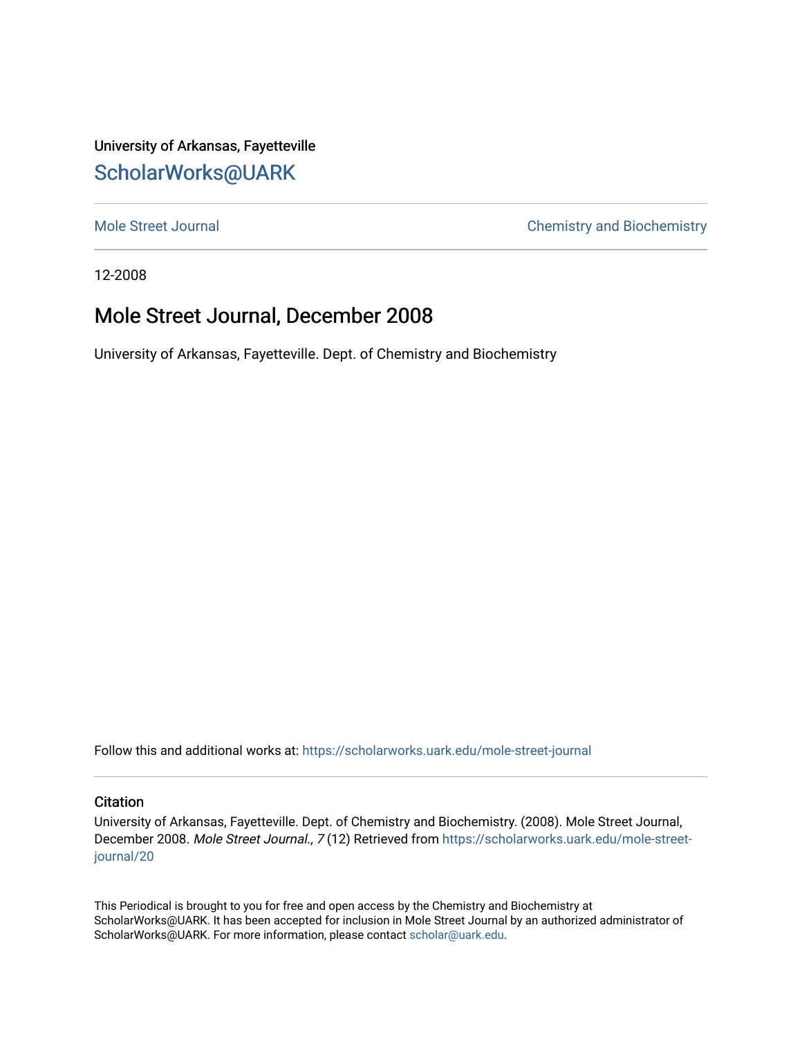University of Arkansas, Fayetteville

# ScholarWorks@UARK

Mole Street Journal | Chemistry and Biochemistry

12-2008

## Mole Street Journal, December 2008

University of Arkansas, Fayetteville. Dept. of Chemistry and Biochemistry

Follow this and additional works at: https://scholarworks.uark.edu/mole-street-journal

### Citation

University of Arkansas, Fayetteville. Dept. of Chemistry and Biochemistry. (2008). Mole Street Journal, December 2008. *Mole Street Journal., 7* (12) Retrieved from https://scholarworks.uark.edu/mole-street-journal/20

This Periodical is brought to you for free and open access by the Chemistry and Biochemistry at ScholarWorks@UARK. It has been accepted for inclusion in Mole Street Journal by an authorized administrator of ScholarWorks@UARK. For more information, please contact scholar@uark.edu.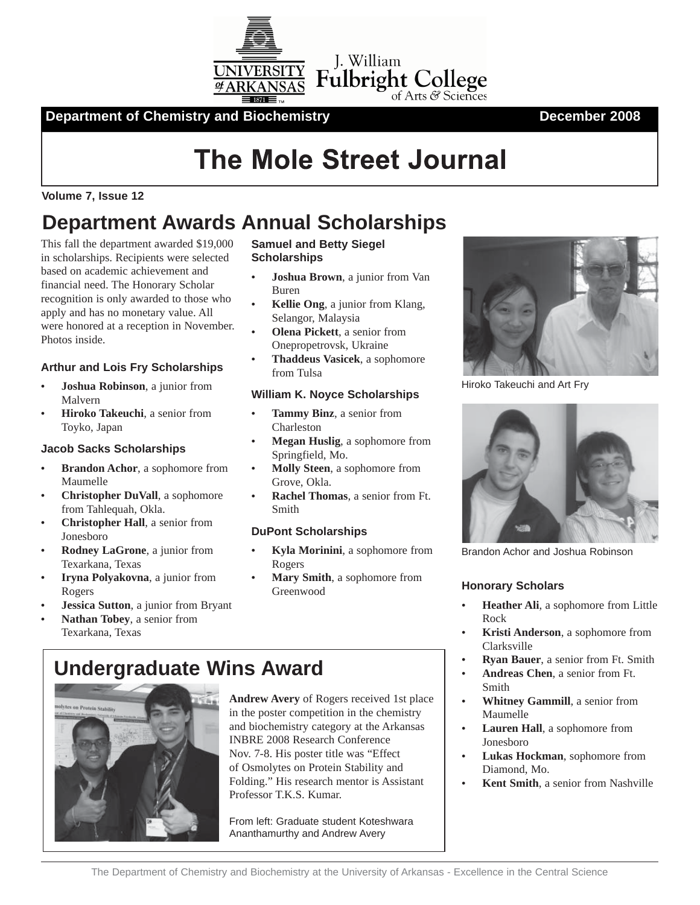Department of Chemistry and Biochemistry — December 2008

# The Mole Street Journal

Volume 7, Issue 12

## Department Awards Annual Scholarships

This fall the department awarded $19,000 in scholarships. Recipients were selected based on academic achievement and financial need. The Honorary Scholar recognition is only awarded to those who apply and has no monetary value. All were honored at a reception in November. Photos inside.

### Arthur and Lois Fry Scholarships

- **Joshua Robinson**, a junior from Malvern
- **Hiroko Takeuchi**, a senior from Toyko, Japan

### Jacob Sacks Scholarships

- **Brandon Achor**, a sophomore from Maumelle
- **Christopher DuVall**, a sophomore from Tahlequah, Okla.
- **Christopher Hall**, a senior from Jonesboro
- **Rodney LaGrone**, a junior from Texarkana, Texas
- **Iryna Polyakovna**, a junior from Rogers
- **Jessica Sutton**, a junior from Bryant
- **Nathan Tobey**, a senior from Texarkana, Texas

### Samuel and Betty Siegel Scholarships

- **Joshua Brown**, a junior from Van Buren
- **Kellie Ong**, a junior from Klang, Selangor, Malaysia
- **Olena Pickett**, a senior from Onepropetrovsk, Ukraine
- **Thaddeus Vasicek**, a sophomore from Tulsa

### William K. Noyce Scholarships

- **Tammy Binz**, a senior from Charleston
- **Megan Huslig**, a sophomore from Springfield, Mo.
- **Molly Steen**, a sophomore from Grove, Okla.
- **Rachel Thomas**, a senior from Ft. Smith

### DuPont Scholarships

- **Kyla Morinini**, a sophomore from Rogers
- **Mary Smith**, a sophomore from Greenwood

Hiroko Takeuchi and Art Fry

Brandon Achor and Joshua Robinson

### Honorary Scholars

- **Heather Ali**, a sophomore from Little Rock
- **Kristi Anderson**, a sophomore from Clarksville
- **Ryan Bauer**, a senior from Ft. Smith
- **Andreas Chen**, a senior from Ft. Smith
- **Whitney Gammill**, a senior from Maumelle
- **Lauren Hall**, a sophomore from Jonesboro
- **Lukas Hockman**, sophomore from Diamond, Mo.
- **Kent Smith**, a senior from Nashville

## Undergraduate Wins Award

**Andrew Avery** of Rogers received 1st place in the poster competition in the chemistry and biochemistry category at the Arkansas INBRE 2008 Research Conference Nov. 7-8. His poster title was "Effect of Osmolytes on Protein Stability and Folding." His research mentor is Assistant Professor T.K.S. Kumar.

From left: Graduate student Koteshwara Ananthamurthy and Andrew Avery

The Department of Chemistry and Biochemistry at the University of Arkansas - Excellence in the Central Science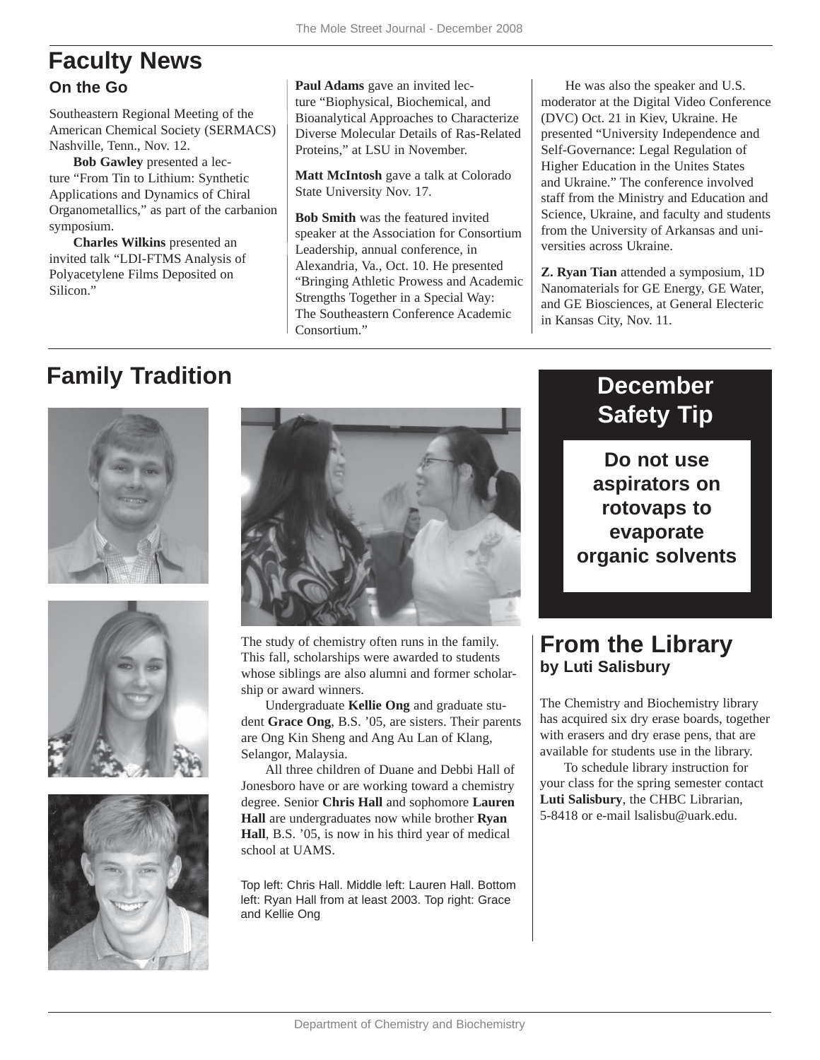# Faculty News

## On the Go

Southeastern Regional Meeting of the American Chemical Society (SERMACS) Nashville, Tenn., Nov. 12.

**Bob Gawley** presented a lecture "From Tin to Lithium: Synthetic Applications and Dynamics of Chiral Organometallics," as part of the carbanion symposium.

**Charles Wilkins** presented an invited talk "LDI-FTMS Analysis of Polyacetylene Films Deposited on Silicon."

**Paul Adams** gave an invited lecture "Biophysical, Biochemical, and Bioanalytical Approaches to Characterize Diverse Molecular Details of Ras-Related Proteins," at LSU in November.

**Matt McIntosh** gave a talk at Colorado State University Nov. 17.

**Bob Smith** was the featured invited speaker at the Association for Consortium Leadership, annual conference, in Alexandria, Va., Oct. 10. He presented "Bringing Athletic Prowess and Academic Strengths Together in a Special Way: The Southeastern Conference Academic Consortium."

He was also the speaker and U.S. moderator at the Digital Video Conference (DVC) Oct. 21 in Kiev, Ukraine. He presented "University Independence and Self-Governance: Legal Regulation of Higher Education in the Unites States and Ukraine." The conference involved staff from the Ministry and Education and Science, Ukraine, and faculty and students from the University of Arkansas and universities across Ukraine.

**Z. Ryan Tian** attended a symposium, 1D Nanomaterials for GE Energy, GE Water, and GE Biosciences, at General Electeric in Kansas City, Nov. 11.

# Family Tradition

The study of chemistry often runs in the family. This fall, scholarships were awarded to students whose siblings are also alumni and former scholarship or award winners.

Undergraduate **Kellie Ong** and graduate student **Grace Ong**, B.S. '05, are sisters. Their parents are Ong Kin Sheng and Ang Au Lan of Klang, Selangor, Malaysia.

All three children of Duane and Debbi Hall of Jonesboro have or are working toward a chemistry degree. Senior **Chris Hall** and sophomore **Lauren Hall** are undergraduates now while brother **Ryan Hall**, B.S. '05, is now in his third year of medical school at UAMS.

Top left: Chris Hall. Middle left: Lauren Hall. Bottom left: Ryan Hall from at least 2003. Top right: Grace and Kellie Ong

## December Safety Tip

**Do not use aspirators on rotovaps to evaporate organic solvents**

## From the Library
### by Luti Salisbury

The Chemistry and Biochemistry library has acquired six dry erase boards, together with erasers and dry erase pens, that are available for students use in the library.

To schedule library instruction for your class for the spring semester contact **Luti Salisbury**, the CHBC Librarian, 5-8418 or e-mail lsalisbu@uark.edu.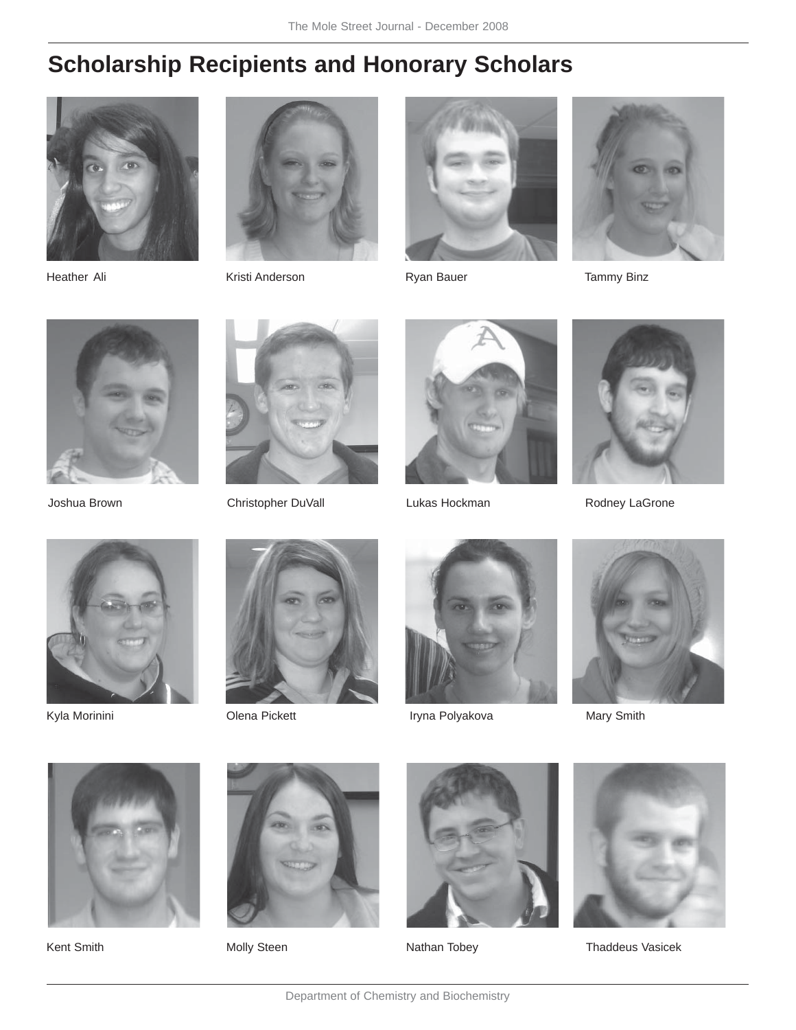# Scholarship Recipients and Honorary Scholars

Heather Ali

Kristi Anderson

Ryan Bauer

Tammy Binz

Joshua Brown

Christopher DuVall

Lukas Hockman

Rodney LaGrone

Kyla Morinini

Olena Pickett

Iryna Polyakova

Mary Smith

Kent Smith

Molly Steen

Nathan Tobey

Thaddeus Vasicek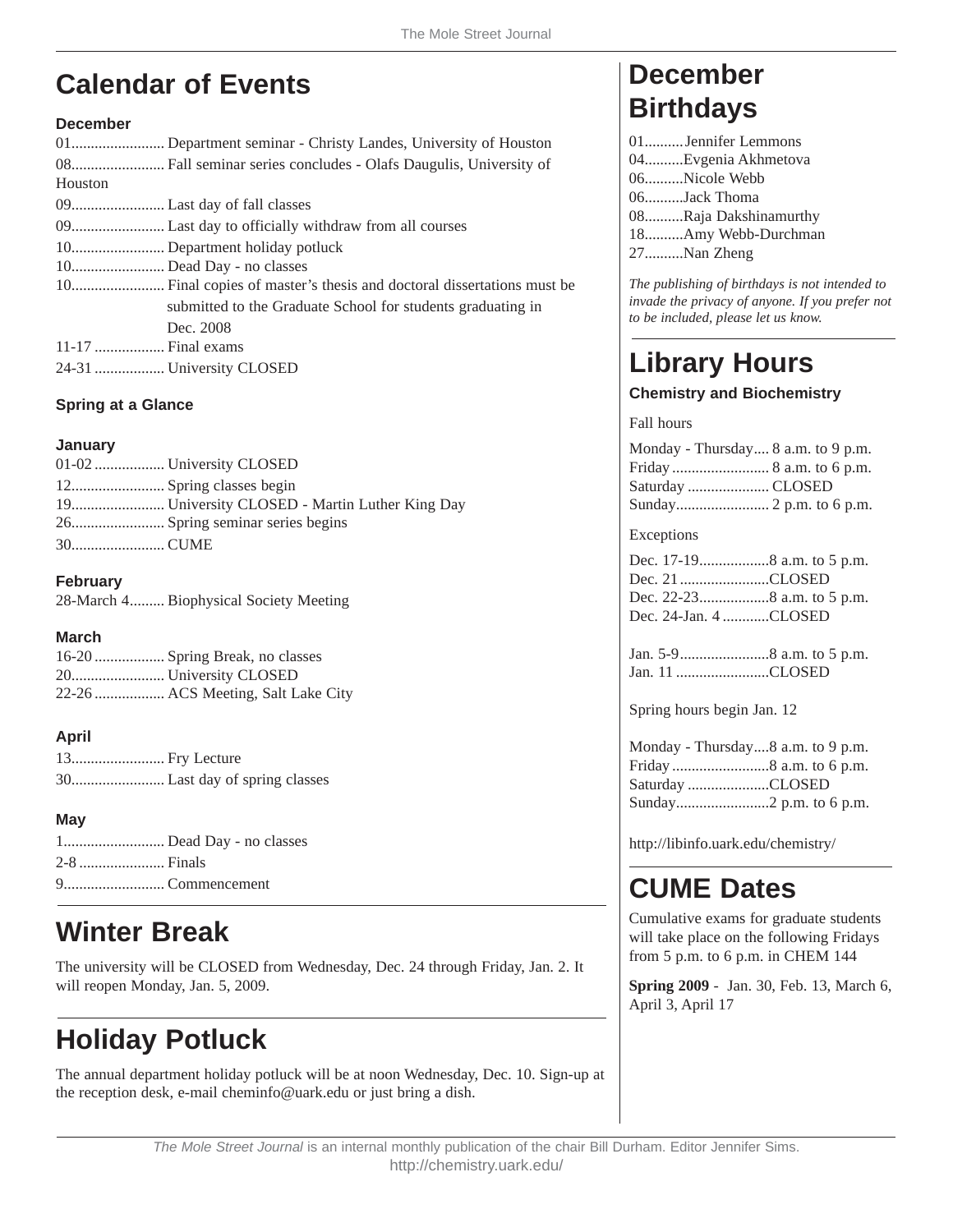# Calendar of Events

### December

01........................ Department seminar - Christy Landes, University of Houston
08........................ Fall seminar series concludes - Olafs Daugulis, University of Houston
09........................ Last day of fall classes
09........................ Last day to officially withdraw from all courses
10........................ Department holiday potluck
10........................ Dead Day - no classes
10........................ Final copies of master's thesis and doctoral dissertations must be submitted to the Graduate School for students graduating in Dec. 2008
11-17 .................. Final exams
24-31 .................. University CLOSED

### Spring at a Glance

### January

01-02 .................. University CLOSED
12........................ Spring classes begin
19........................ University CLOSED - Martin Luther King Day
26........................ Spring seminar series begins
30........................ CUME

### February

28-March 4......... Biophysical Society Meeting

### March

16-20 .................. Spring Break, no classes
20........................ University CLOSED
22-26 .................. ACS Meeting, Salt Lake City

### April

13........................ Fry Lecture
30........................ Last day of spring classes

### May

1.......................... Dead Day - no classes
2-8 ...................... Finals
9.......................... Commencement

# Winter Break

The university will be CLOSED from Wednesday, Dec. 24 through Friday, Jan. 2. It will reopen Monday, Jan. 5, 2009.

# Holiday Potluck

The annual department holiday potluck will be at noon Wednesday, Dec. 10. Sign-up at the reception desk, e-mail cheminfo@uark.edu or just bring a dish.

# December Birthdays

01..........Jennifer Lemmons
04..........Evgenia Akhmetova
06..........Nicole Webb
06..........Jack Thoma
08..........Raja Dakshinamurthy
18..........Amy Webb-Durchman
27..........Nan Zheng

*The publishing of birthdays is not intended to invade the privacy of anyone. If you prefer not to be included, please let us know.*

# Library Hours

### Chemistry and Biochemistry

Fall hours

Monday - Thursday.... 8 a.m. to 9 p.m.
Friday......................... 8 a.m. to 6 p.m.
Saturday ..................... CLOSED
Sunday........................ 2 p.m. to 6 p.m.

Exceptions

Dec. 17-19..................8 a.m. to 5 p.m.
Dec. 21 .......................CLOSED
Dec. 22-23..................8 a.m. to 5 p.m.
Dec. 24-Jan. 4 ............CLOSED

Jan. 5-9.......................8 a.m. to 5 p.m.
Jan. 11 ........................CLOSED

Spring hours begin Jan. 12

Monday - Thursday....8 a.m. to 9 p.m.
Friday.........................8 a.m. to 6 p.m.
Saturday .....................CLOSED
Sunday........................2 p.m. to 6 p.m.

http://libinfo.uark.edu/chemistry/

# CUME Dates

Cumulative exams for graduate students will take place on the following Fridays from 5 p.m. to 6 p.m. in CHEM 144

**Spring 2009** - Jan. 30, Feb. 13, March 6, April 3, April 17

*The Mole Street Journal* is an internal monthly publication of the chair Bill Durham. Editor Jennifer Sims.
http://chemistry.uark.edu/